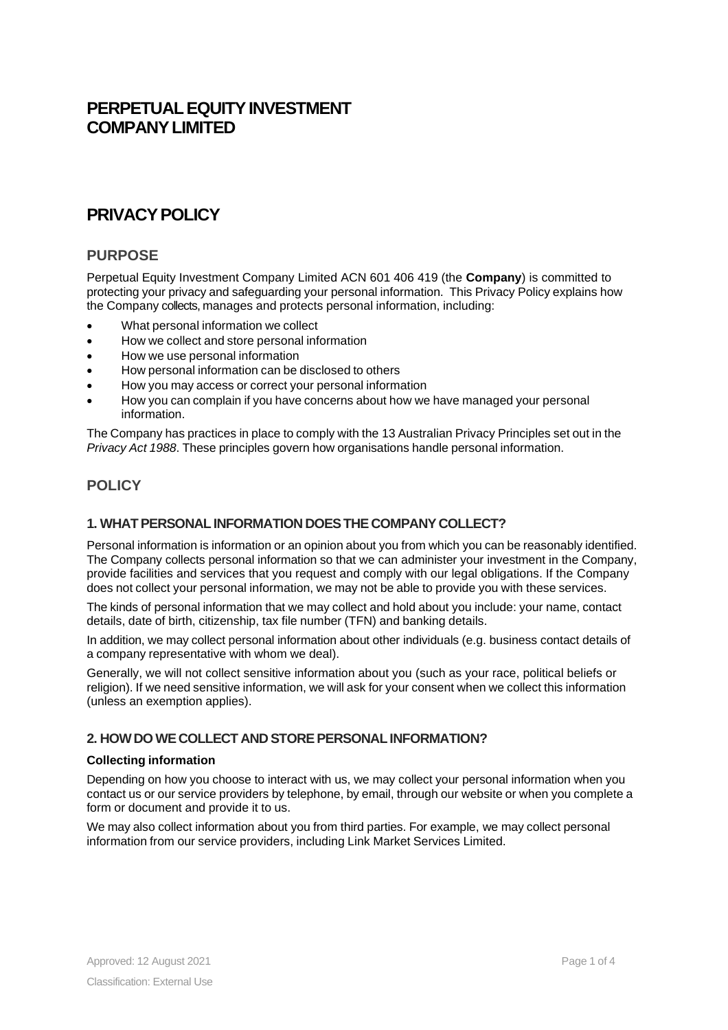# PERPETUAL EQUITY INVESTMENT COMPANY LIMITED

# PRIVACY POLICY

## PURPOSE

Perpetual Equity Investment Company Limited ACN 601 406 419 (the **Company**) is committed to protecting your privacy and safeguarding your personal information. This Privacy Policy explains how the Company collects, manages and protects personal information, including:

- What personal information we collect
- How we collect and store personal information
- How we use personal information
- How personal information can be disclosed to others
- How you may access or correct your personal information
- How you can complain if you have concerns about how we have managed your personal information.

The Company has practices in place to comply with the 13 Australian Privacy Principles set out in the *Privacy Act 1988*. These principles govern how organisations handle personal information.

## POLICY

### 1. WHAT PERSONAL INFORMATION DOES THE COMPANY COLLECT?

Personal information is information or an opinion about you from which you can be reasonably identified. The Company collects personal information so that we can administer your investment in the Company, provide facilities and services that you request and comply with our legal obligations. If the Company does not collect your personal information, we may not be able to provide you with these services.

The kinds of personal information that we may collect and hold about you include: your name, contact details, date of birth, citizenship, tax file number (TFN) and banking details.

In addition, we may collect personal information about other individuals (e.g. business contact details of a company representative with whom we deal).

Generally, we will not collect sensitive information about you (such as your race, political beliefs or religion). If we need sensitive information, we will ask for your consent when we collect this information (unless an exemption applies).

### 2. HOW DO WE COLLECT AND STORE PERSONAL INFORMATION?

**Collecting information**

Depending on how you choose to interact with us, we may collect your personal information when you contact us or our service providers by telephone, by email, through our website or when you complete a form or document and provide it to us.

We may also collect information about you from third parties. For example, we may collect personal information from our service providers, including Link Market Services Limited.

Approved: 12 August 2021

Classification: External Use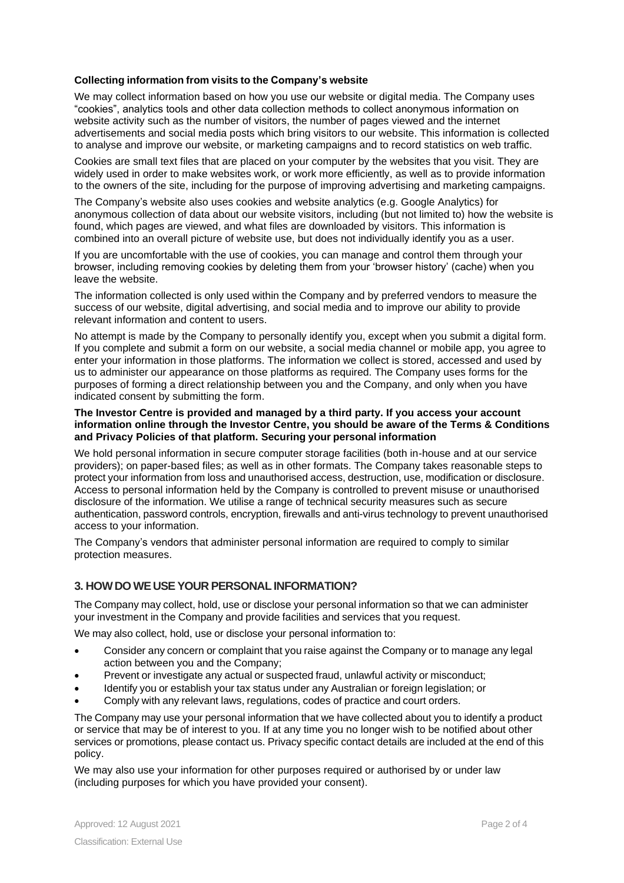**Collecting information from visits to the Company's website**

We may collect information based on how you use our website or digital media. The Company uses "cookies", analytics tools and other data collection methods to collect anonymous information on website activity such as the number of visitors, the number of pages viewed and the internet advertisements and social media posts which bring visitors to our website. This information is collected to analyse and improve our website, or marketing campaigns and to record statistics on web traffic.

Cookies are small text files that are placed on your computer by the websites that you visit. They are widely used in order to make websites work, or work more efficiently, as well as to provide information to the owners of the site, including for the purpose of improving advertising and marketing campaigns.

The Company's website also uses cookies and website analytics (e.g. Google Analytics) for anonymous collection of data about our website visitors, including (but not limited to) how the website is found, which pages are viewed, and what files are downloaded by visitors. This information is combined into an overall picture of website use, but does not individually identify you as a user.

If you are uncomfortable with the use of cookies, you can manage and control them through your browser, including removing cookies by deleting them from your 'browser history' (cache) when you leave the website.

The information collected is only used within the Company and by preferred vendors to measure the success of our website, digital advertising, and social media and to improve our ability to provide relevant information and content to users.

No attempt is made by the Company to personally identify you, except when you submit a digital form. If you complete and submit a form on our website, a social media channel or mobile app, you agree to enter your information in those platforms. The information we collect is stored, accessed and used by us to administer our appearance on those platforms as required. The Company uses forms for the purposes of forming a direct relationship between you and the Company, and only when you have indicated consent by submitting the form.

**The Investor Centre is provided and managed by a third party. If you access your account information online through the Investor Centre, you should be aware of the Terms & Conditions and Privacy Policies of that platform. Securing your personal information**

We hold personal information in secure computer storage facilities (both in-house and at our service providers); on paper-based files; as well as in other formats. The Company takes reasonable steps to protect your information from loss and unauthorised access, destruction, use, modification or disclosure. Access to personal information held by the Company is controlled to prevent misuse or unauthorised disclosure of the information. We utilise a range of technical security measures such as secure authentication, password controls, encryption, firewalls and anti-virus technology to prevent unauthorised access to your information.

The Company's vendors that administer personal information are required to comply to similar protection measures.

## 3. HOW DO WE USE YOUR PERSONAL INFORMATION?

The Company may collect, hold, use or disclose your personal information so that we can administer your investment in the Company and provide facilities and services that you request.

We may also collect, hold, use or disclose your personal information to:

- Consider any concern or complaint that you raise against the Company or to manage any legal action between you and the Company;
- Prevent or investigate any actual or suspected fraud, unlawful activity or misconduct;
- Identify you or establish your tax status under any Australian or foreign legislation; or
- Comply with any relevant laws, regulations, codes of practice and court orders.

The Company may use your personal information that we have collected about you to identify a product or service that may be of interest to you. If at any time you no longer wish to be notified about other services or promotions, please contact us. Privacy specific contact details are included at the end of this policy.

We may also use your information for other purposes required or authorised by or under law (including purposes for which you have provided your consent).

Approved: 12 August 2021

Classification: External Use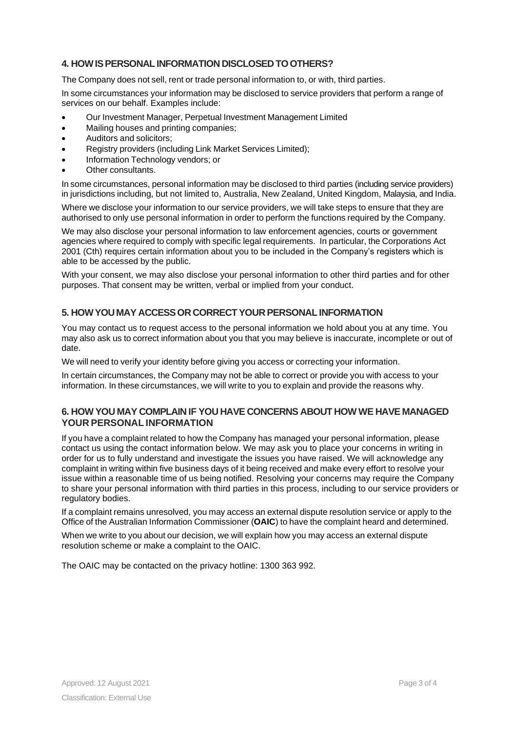## 4. HOW IS PERSONAL INFORMATION DISCLOSED TO OTHERS?

The Company does not sell, rent or trade personal information to, or with, third parties.

In some circumstances your information may be disclosed to service providers that perform a range of services on our behalf. Examples include:

- Our Investment Manager, Perpetual Investment Management Limited
- Mailing houses and printing companies;
- Auditors and solicitors;
- Registry providers (including Link Market Services Limited);
- Information Technology vendors; or
- Other consultants.

In some circumstances, personal information may be disclosed to third parties (including service providers) in jurisdictions including, but not limited to, Australia, New Zealand, United Kingdom, Malaysia, and India.

Where we disclose your information to our service providers, we will take steps to ensure that they are authorised to only use personal information in order to perform the functions required by the Company.

We may also disclose your personal information to law enforcement agencies, courts or government agencies where required to comply with specific legal requirements. In particular, the Corporations Act 2001 (Cth) requires certain information about you to be included in the Company's registers which is able to be accessed by the public.

With your consent, we may also disclose your personal information to other third parties and for other purposes. That consent may be written, verbal or implied from your conduct.

## 5. HOW YOU MAY ACCESS OR CORRECT YOUR PERSONAL INFORMATION

You may contact us to request access to the personal information we hold about you at any time. You may also ask us to correct information about you that you may believe is inaccurate, incomplete or out of date.

We will need to verify your identity before giving you access or correcting your information.

In certain circumstances, the Company may not be able to correct or provide you with access to your information. In these circumstances, we will write to you to explain and provide the reasons why.

## 6. HOW YOU MAY COMPLAIN IF YOU HAVE CONCERNS ABOUT HOW WE HAVE MANAGED YOUR PERSONAL INFORMATION

If you have a complaint related to how the Company has managed your personal information, please contact us using the contact information below. We may ask you to place your concerns in writing in order for us to fully understand and investigate the issues you have raised. We will acknowledge any complaint in writing within five business days of it being received and make every effort to resolve your issue within a reasonable time of us being notified. Resolving your concerns may require the Company to share your personal information with third parties in this process, including to our service providers or regulatory bodies.

If a complaint remains unresolved, you may access an external dispute resolution service or apply to the Office of the Australian Information Commissioner (**OAIC**) to have the complaint heard and determined.

When we write to you about our decision, we will explain how you may access an external dispute resolution scheme or make a complaint to the OAIC.

The OAIC may be contacted on the privacy hotline: 1300 363 992.

Approved: 12 August 2021

Classification: External Use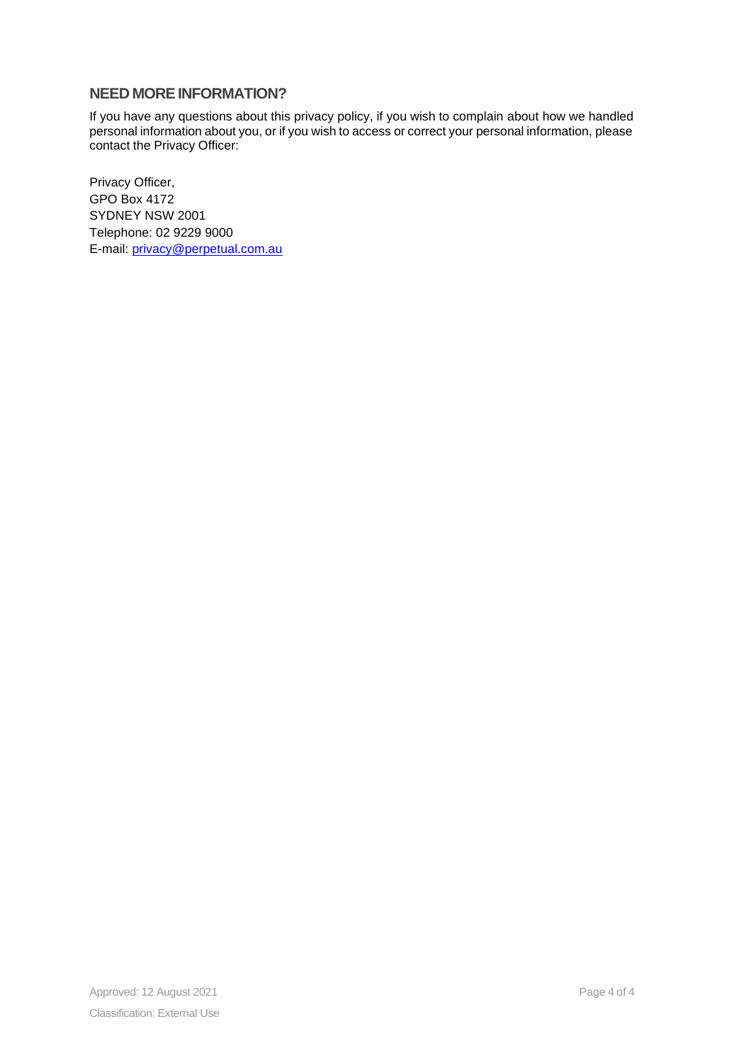## NEED MORE INFORMATION?

If you have any questions about this privacy policy, if you wish to complain about how we handled personal information about you, or if you wish to access or correct your personal information, please contact the Privacy Officer:

Privacy Officer,
GPO Box 4172
SYDNEY NSW 2001
Telephone: 02 9229 9000
E-mail: privacy@perpetual.com.au

Approved: 12 August 2021

Classification: External Use